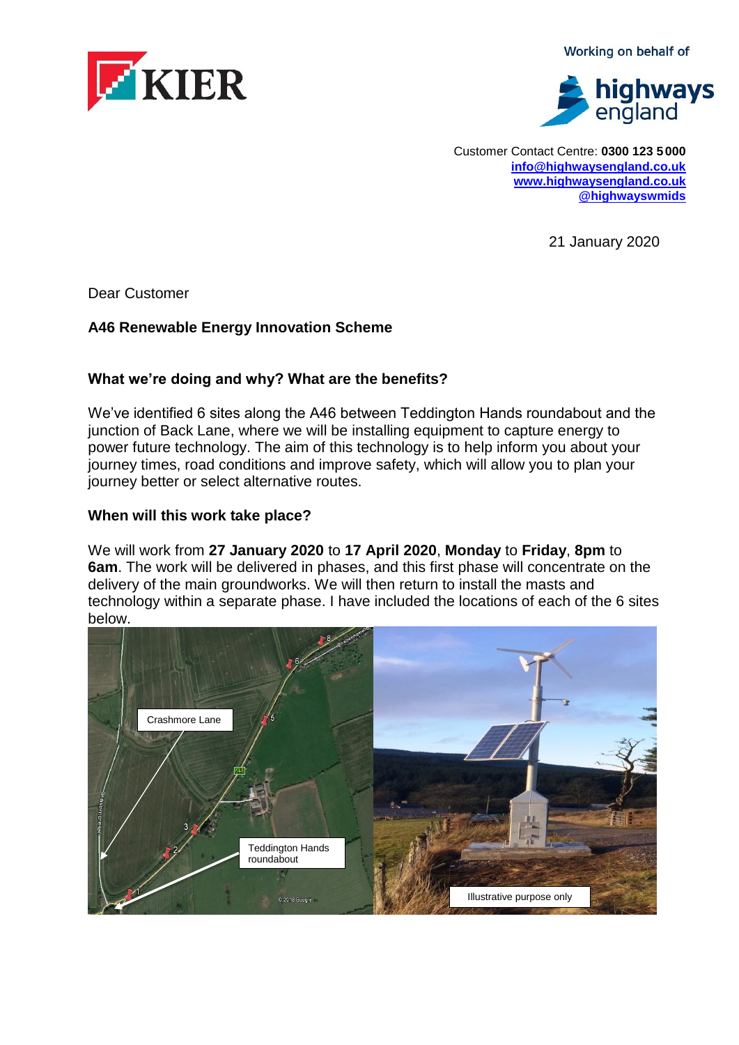Working on behalf of

Customer Contact Centre: **0300 123 5000**
**info@highwaysengland.co.uk**
**www.highwaysengland.co.uk**
**@highwayswmids**

21 January 2020

Dear Customer

**A46 Renewable Energy Innovation Scheme**

### What we're doing and why? What are the benefits?

We've identified 6 sites along the A46 between Teddington Hands roundabout and the junction of Back Lane, where we will be installing equipment to capture energy to power future technology. The aim of this technology is to help inform you about your journey times, road conditions and improve safety, which will allow you to plan your journey better or select alternative routes.

### When will this work take place?

We will work from **27 January 2020** to **17 April 2020**, **Monday** to **Friday**, **8pm** to **6am**. The work will be delivered in phases, and this first phase will concentrate on the delivery of the main groundworks. We will then return to install the masts and technology within a separate phase. I have included the locations of each of the 6 sites below.

Crashmore Lane

Teddington Hands roundabout

Illustrative purpose only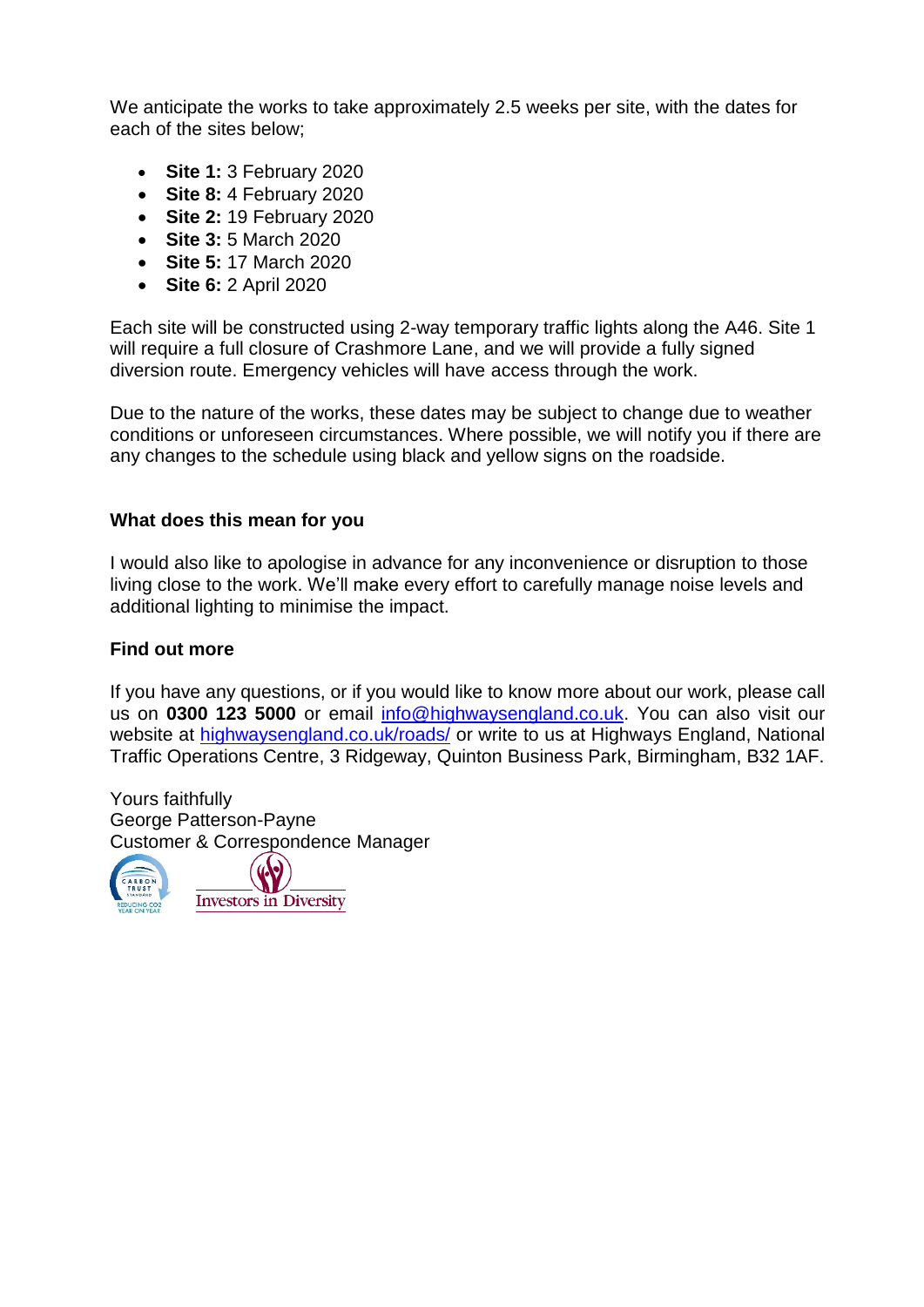We anticipate the works to take approximately 2.5 weeks per site, with the dates for each of the sites below;

- **Site 1:** 3 February 2020
- **Site 8:** 4 February 2020
- **Site 2:** 19 February 2020
- **Site 3:** 5 March 2020
- **Site 5:** 17 March 2020
- **Site 6:** 2 April 2020

Each site will be constructed using 2-way temporary traffic lights along the A46. Site 1 will require a full closure of Crashmore Lane, and we will provide a fully signed diversion route. Emergency vehicles will have access through the work.

Due to the nature of the works, these dates may be subject to change due to weather conditions or unforeseen circumstances. Where possible, we will notify you if there are any changes to the schedule using black and yellow signs on the roadside.

**What does this mean for you**

I would also like to apologise in advance for any inconvenience or disruption to those living close to the work. We'll make every effort to carefully manage noise levels and additional lighting to minimise the impact.

**Find out more**

If you have any questions, or if you would like to know more about our work, please call us on **0300 123 5000** or email info@highwaysengland.co.uk. You can also visit our website at highwaysengland.co.uk/roads/ or write to us at Highways England, National Traffic Operations Centre, 3 Ridgeway, Quinton Business Park, Birmingham, B32 1AF.

Yours faithfully
George Patterson-Payne
Customer & Correspondence Manager

CARBON TRUST STANDARD REDUCING CO2 YEAR ON YEAR

Investors in Diversity